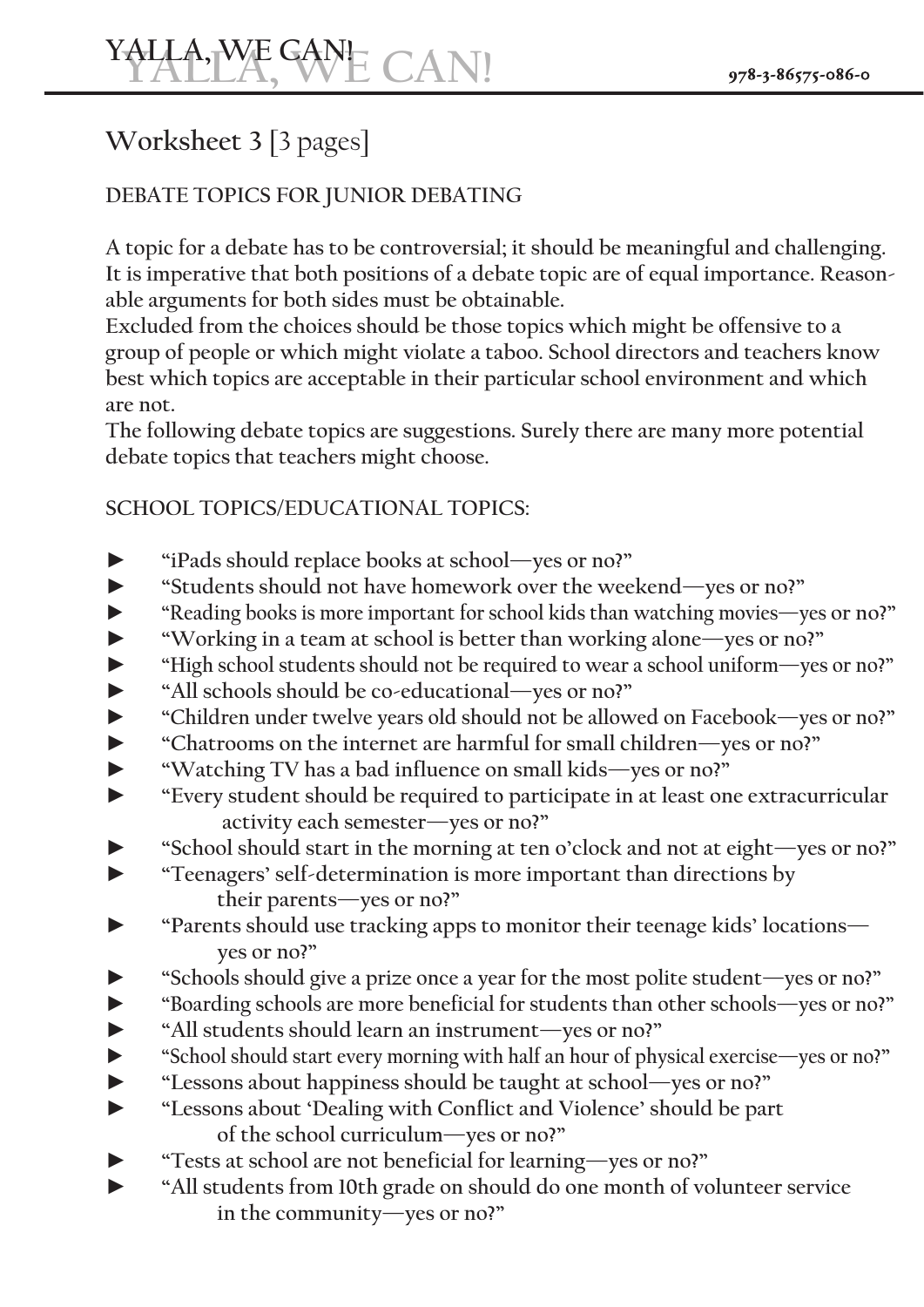# Worksheet 3 [3 pages]

## DEBATE TOPICS FOR JUNIOR DEBATING

A topic for a debate has to be controversial; it should be meaningful and challenging. It is imperative that both positions of a debate topic are of equal importance. Reasonable arguments for both sides must be obtainable.
Excluded from the choices should be those topics which might be offensive to a group of people or which might violate a taboo. School directors and teachers know best which topics are acceptable in their particular school environment and which are not.
The following debate topics are suggestions. Surely there are many more potential debate topics that teachers might choose.

### SCHOOL TOPICS/EDUCATIONAL TOPICS:

- ► “iPads should replace books at school—yes or no?”
- ► “Students should not have homework over the weekend—yes or no?”
- ► “Reading books is more important for school kids than watching movies—yes or no?”
- ► “Working in a team at school is better than working alone—yes or no?”
- ► “High school students should not be required to wear a school uniform—yes or no?”
- ► “All schools should be co-educational—yes or no?”
- ► “Children under twelve years old should not be allowed on Facebook—yes or no?”
- ► “Chatrooms on the internet are harmful for small children—yes or no?”
- ► “Watching TV has a bad influence on small kids—yes or no?”
- ► “Every student should be required to participate in at least one extracurricular activity each semester—yes or no?”
- ► “School should start in the morning at ten o’clock and not at eight—yes or no?”
- ► “Teenagers’ self-determination is more important than directions by their parents—yes or no?”
- ► “Parents should use tracking apps to monitor their teenage kids’ locations—yes or no?”
- ► “Schools should give a prize once a year for the most polite student—yes or no?”
- ► “Boarding schools are more beneficial for students than other schools—yes or no?”
- ► “All students should learn an instrument—yes or no?”
- ► “School should start every morning with half an hour of physical exercise—yes or no?”
- ► “Lessons about happiness should be taught at school—yes or no?”
- ► “Lessons about ‘Dealing with Conflict and Violence’ should be part of the school curriculum—yes or no?”
- ► “Tests at school are not beneficial for learning—yes or no?”
- ► “All students from 10th grade on should do one month of volunteer service in the community—yes or no?”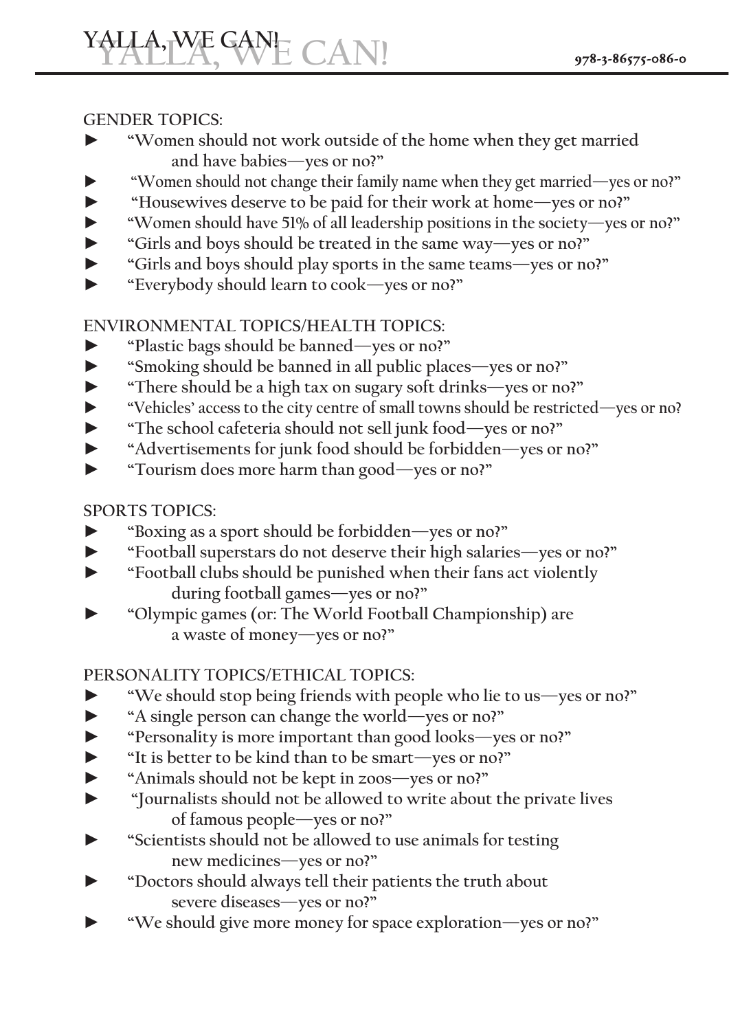GENDER TOPICS:

- "Women should not work outside of the home when they get married and have babies—yes or no?"
- "Women should not change their family name when they get married—yes or no?"
- "Housewives deserve to be paid for their work at home—yes or no?"
- "Women should have 51% of all leadership positions in the society—yes or no?"
- "Girls and boys should be treated in the same way—yes or no?"
- "Girls and boys should play sports in the same teams—yes or no?"
- "Everybody should learn to cook—yes or no?"

ENVIRONMENTAL TOPICS/HEALTH TOPICS:

- "Plastic bags should be banned—yes or no?"
- "Smoking should be banned in all public places—yes or no?"
- "There should be a high tax on sugary soft drinks—yes or no?"
- "Vehicles' access to the city centre of small towns should be restricted—yes or no?
- "The school cafeteria should not sell junk food—yes or no?"
- "Advertisements for junk food should be forbidden—yes or no?"
- "Tourism does more harm than good—yes or no?"

SPORTS TOPICS:

- "Boxing as a sport should be forbidden—yes or no?"
- "Football superstars do not deserve their high salaries—yes or no?"
- "Football clubs should be punished when their fans act violently during football games—yes or no?"
- "Olympic games (or: The World Football Championship) are a waste of money—yes or no?"

PERSONALITY TOPICS/ETHICAL TOPICS:

- "We should stop being friends with people who lie to us—yes or no?"
- "A single person can change the world—yes or no?"
- "Personality is more important than good looks—yes or no?"
- "It is better to be kind than to be smart—yes or no?"
- "Animals should not be kept in zoos—yes or no?"
- "Journalists should not be allowed to write about the private lives of famous people—yes or no?"
- "Scientists should not be allowed to use animals for testing new medicines—yes or no?"
- "Doctors should always tell their patients the truth about severe diseases—yes or no?"
- "We should give more money for space exploration—yes or no?"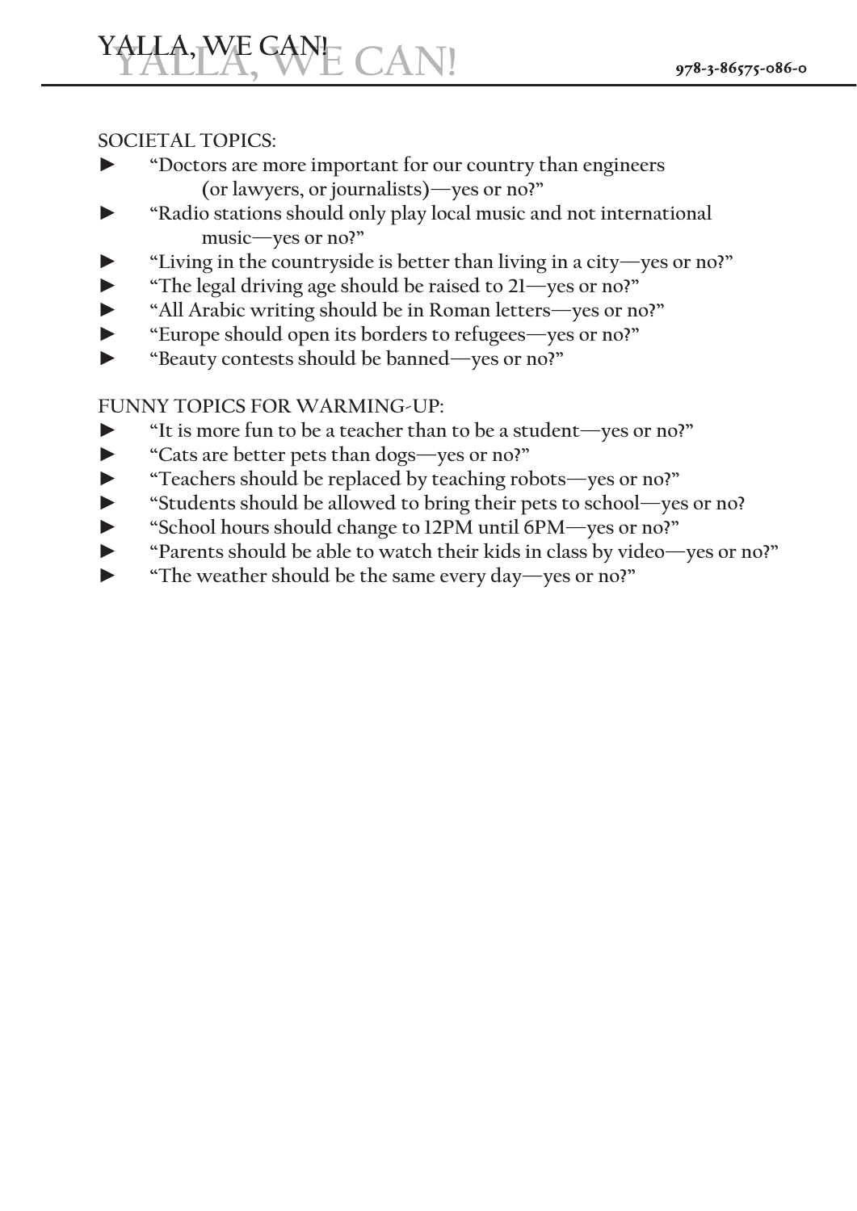SOCIETAL TOPICS:

- "Doctors are more important for our country than engineers (or lawyers, or journalists)—yes or no?"
- "Radio stations should only play local music and not international music—yes or no?"
- "Living in the countryside is better than living in a city—yes or no?"
- "The legal driving age should be raised to 21—yes or no?"
- "All Arabic writing should be in Roman letters—yes or no?"
- "Europe should open its borders to refugees—yes or no?"
- "Beauty contests should be banned—yes or no?"

FUNNY TOPICS FOR WARMING-UP:

- "It is more fun to be a teacher than to be a student—yes or no?"
- "Cats are better pets than dogs—yes or no?"
- "Teachers should be replaced by teaching robots—yes or no?"
- "Students should be allowed to bring their pets to school—yes or no?
- "School hours should change to 12PM until 6PM—yes or no?"
- "Parents should be able to watch their kids in class by video—yes or no?"
- "The weather should be the same every day—yes or no?"